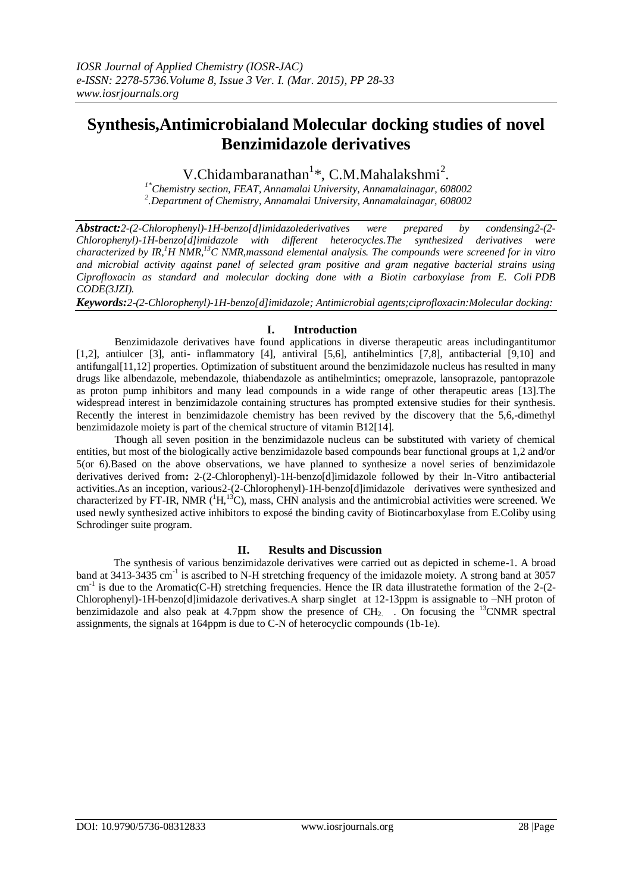# Synthesis,Antimicrobialand Molecular docking studies of novel Benzimidazole derivatives

V.Chidambaranathan[1]*, C.M.Mahalakshmi[2].

[1*]Chemistry section, FEAT, Annamalai University, Annamalainagar, 608002
[2].Department of Chemistry, Annamalai University, Annamalainagar, 608002

***Abstract:****2-(2-Chlorophenyl)-1H-benzo[d]imidazolederivatives were prepared by condensing2-(2-Chlorophenyl)-1H-benzo[d]imidazole with different heterocycles.The synthesized derivatives were characterized by IR,[1]H NMR,[13]C NMR,massand elemental analysis. The compounds were screened for in vitro and microbial activity against panel of selected gram positive and gram negative bacterial strains using Ciprofloxacin as standard and molecular docking done with a Biotin carboxylase from E. Coli PDB CODE(3JZI).*

***Keywords:****2-(2-Chlorophenyl)-1H-benzo[d]imidazole; Antimicrobial agents;ciprofloxacin:Molecular docking:*

## I. Introduction

Benzimidazole derivatives have found applications in diverse therapeutic areas includingantitumor [1,2], antiulcer [3], anti- inflammatory [4], antiviral [5,6], antihelmintics [7,8], antibacterial [9,10] and antifungal[11,12] properties. Optimization of substituent around the benzimidazole nucleus has resulted in many drugs like albendazole, mebendazole, thiabendazole as antihelmintics; omeprazole, lansoprazole, pantoprazole as proton pump inhibitors and many lead compounds in a wide range of other therapeutic areas [13].The widespread interest in benzimidazole containing structures has prompted extensive studies for their synthesis. Recently the interest in benzimidazole chemistry has been revived by the discovery that the 5,6,-dimethyl benzimidazole moiety is part of the chemical structure of vitamin B12[14].

Though all seven position in the benzimidazole nucleus can be substituted with variety of chemical entities, but most of the biologically active benzimidazole based compounds bear functional groups at 1,2 and/or 5(or 6).Based on the above observations, we have planned to synthesize a novel series of benzimidazole derivatives derived from**:** 2-(2-Chlorophenyl)-1H-benzo[d]imidazole followed by their In-Vitro antibacterial activities.As an inception, various2-(2-Chlorophenyl)-1H-benzo[d]imidazole derivatives were synthesized and characterized by FT-IR, NMR ([1]H,[13]C), mass, CHN analysis and the antimicrobial activities were screened. We used newly synthesized active inhibitors to exposé the binding cavity of Biotincarboxylase from E.Coliby using Schrodinger suite program.

## II. Results and Discussion

The synthesis of various benzimidazole derivatives were carried out as depicted in scheme-1. A broad band at 3413-3435 $cm^{-1}$ is ascribed to N-H stretching frequency of the imidazole moiety. A strong band at 3057 $cm^{-1}$ is due to the Aromatic(C-H) stretching frequencies. Hence the IR data illustratethe formation of the 2-(2-Chlorophenyl)-1H-benzo[d]imidazole derivatives.A sharp singlet at 12-13ppm is assignable to –NH proton of benzimidazole and also peak at 4.7ppm show the presence of $CH_2$. . On focusing the [13]CNMR spectral assignments, the signals at 164ppm is due to C-N of heterocyclic compounds (1b-1e).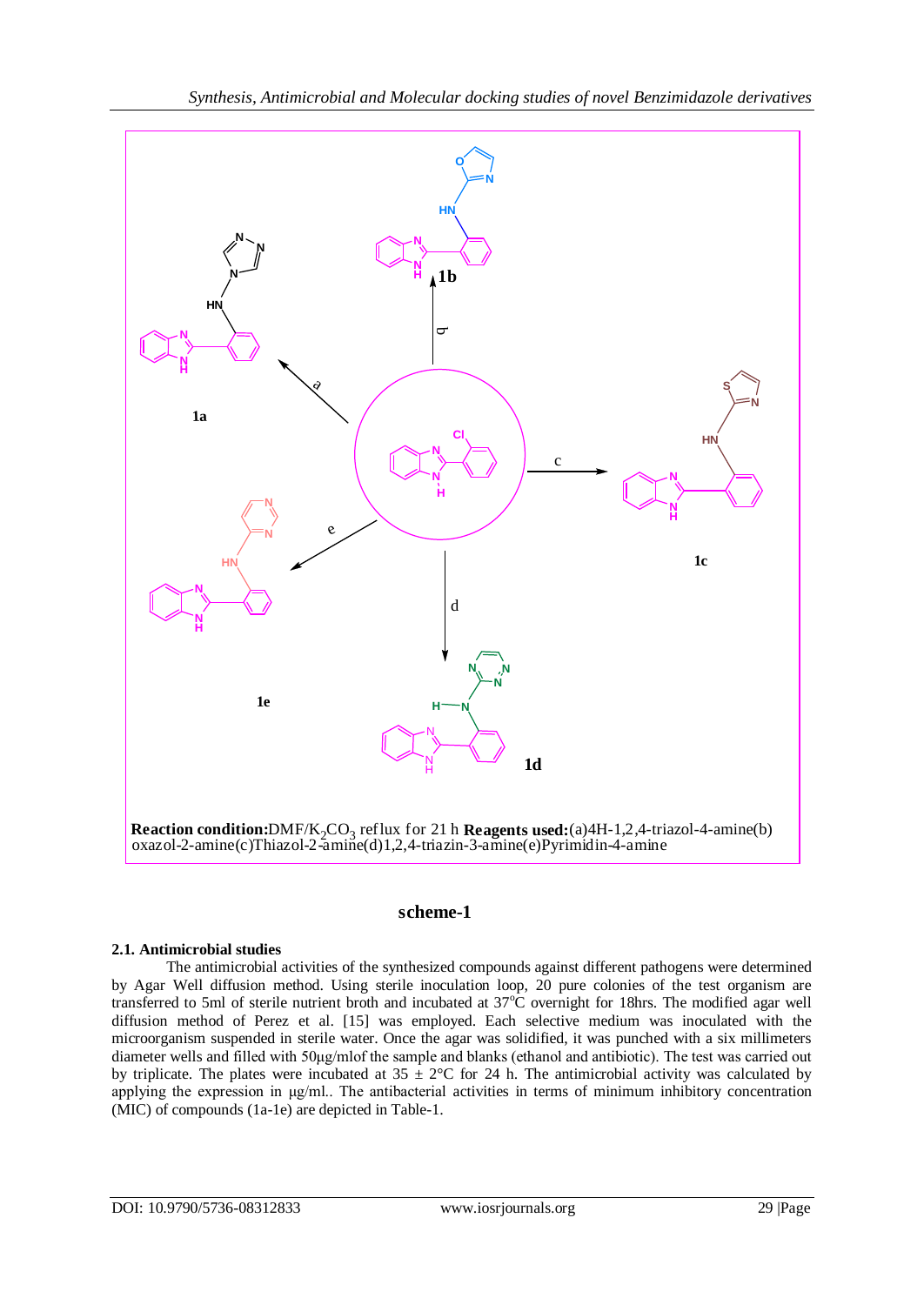**Reaction condition:** DMF/$K_2CO_3$ reflux for 21 h **Reagents used:** (a) 4H-1,2,4-triazol-4-amine (b) oxazol-2-amine (c) Thiazol-2-amine (d) 1,2,4-triazin-3-amine (e) Pyrimidin-4-amine

**scheme-1**

### 2.1. Antimicrobial studies

The antimicrobial activities of the synthesized compounds against different pathogens were determined by Agar Well diffusion method. Using sterile inoculation loop, 20 pure colonies of the test organism are transferred to 5ml of sterile nutrient broth and incubated at 37°C overnight for 18hrs. The modified agar well diffusion method of Perez et al. [15] was employed. Each selective medium was inoculated with the microorganism suspended in sterile water. Once the agar was solidified, it was punched with a six millimeters diameter wells and filled with 50µg/mlof the sample and blanks (ethanol and antibiotic). The test was carried out by triplicate. The plates were incubated at $35 \pm 2$°C for 24 h. The antimicrobial activity was calculated by applying the expression in µg/ml.. The antibacterial activities in terms of minimum inhibitory concentration (MIC) of compounds (1a-1e) are depicted in Table-1.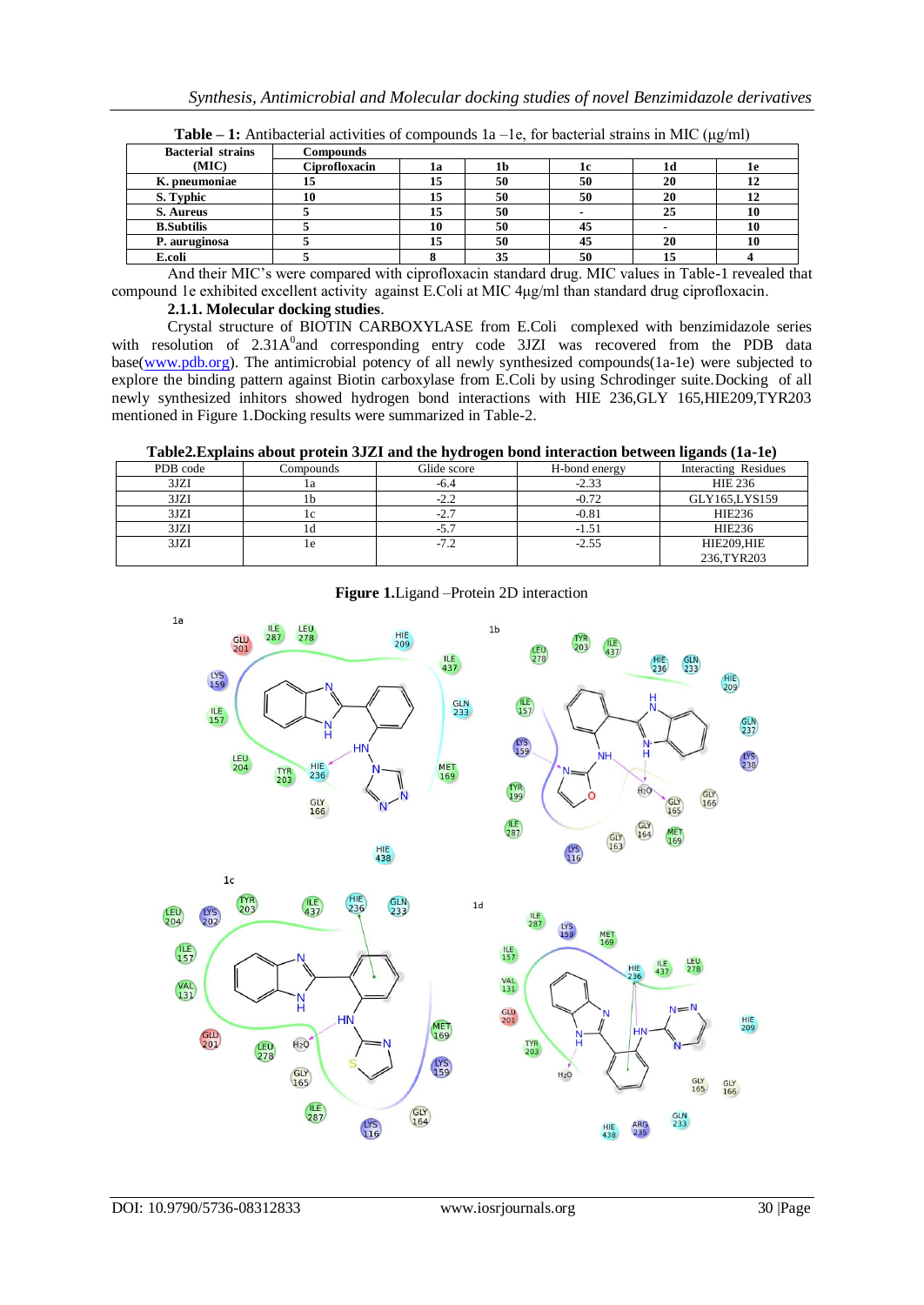**Table – 1:** Antibacterial activities of compounds 1a –1e, for bacterial strains in MIC (μg/ml)

| Bacterial strains (MIC) | Compounds | | | | | |
|---|---|---|---|---|---|---|
| | Ciprofloxacin | 1a | 1b | 1c | 1d | 1e |
| K. pneumoniae | 15 | 15 | 50 | 50 | 20 | 12 |
| S. Typhic | 10 | 15 | 50 | 50 | 20 | 12 |
| S. Aureus | 5 | 15 | 50 | - | 25 | 10 |
| B.Subtilis | 5 | 10 | 50 | 45 | - | 10 |
| P. auruginosa | 5 | 15 | 50 | 45 | 20 | 10 |
| E.coli | 5 | 8 | 35 | 50 | 15 | 4 |

And their MIC's were compared with ciprofloxacin standard drug. MIC values in Table-1 revealed that compound 1e exhibited excellent activity against E.Coli at MIC 4μg/ml than standard drug ciprofloxacin.

### 2.1.1. Molecular docking studies.

Crystal structure of BIOTIN CARBOXYLASE from E.Coli complexed with benzimidazole series with resolution of 2.31A$^0$and corresponding entry code 3JZI was recovered from the PDB data base(www.pdb.org). The antimicrobial potency of all newly synthesized compounds(1a-1e) were subjected to explore the binding pattern against Biotin carboxylase from E.Coli by using Schrodinger suite.Docking of all newly synthesized inhitors showed hydrogen bond interactions with HIE 236,GLY 165,HIE209,TYR203 mentioned in Figure 1.Docking results were summarized in Table-2.

**Table2.Explains about protein 3JZI and the hydrogen bond interaction between ligands (1a-1e)**

| PDB code | Compounds | Glide score | H-bond energy | Interacting Residues |
|---|---|---|---|---|
| 3JZI | 1a | -6.4 | -2.33 | HIE 236 |
| 3JZI | 1b | -2.2 | -0.72 | GLY165,LYS159 |
| 3JZI | 1c | -2.7 | -0.81 | HIE236 |
| 3JZI | 1d | -5.7 | -1.51 | HIE236 |
| 3JZI | 1e | -7.2 | -2.55 | HIE209,HIE 236,TYR203 |

**Figure 1.**Ligand –Protein 2D interaction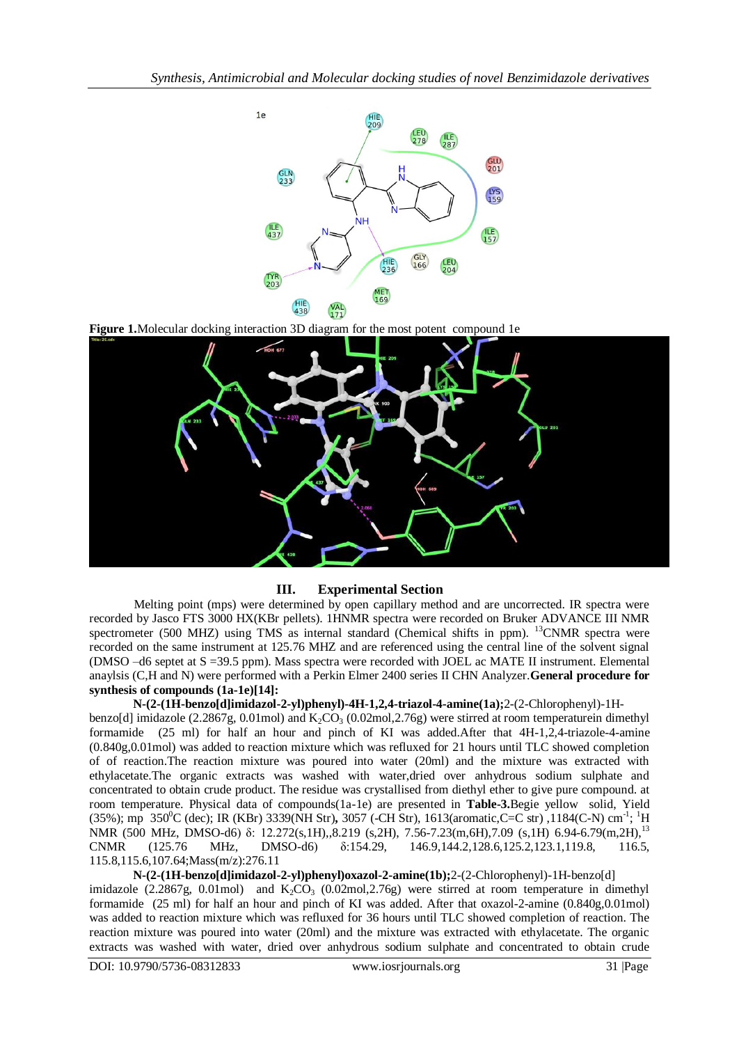1e

**Figure 1.** Molecular docking interaction 3D diagram for the most potent compound 1e

## III. Experimental Section

Melting point (mps) were determined by open capillary method and are uncorrected. IR spectra were recorded by Jasco FTS 3000 HX(KBr pellets). 1HNMR spectra were recorded on Bruker ADVANCE III NMR spectrometer (500 MHZ) using TMS as internal standard (Chemical shifts in ppm). [13]CNMR spectra were recorded on the same instrument at 125.76 MHZ and are referenced using the central line of the solvent signal (DMSO –d6 septet at S =39.5 ppm). Mass spectra were recorded with JOEL ac MATE II instrument. Elemental anaylsis (C,H and N) were performed with a Perkin Elmer 2400 series II CHN Analyzer. **General procedure for synthesis of compounds (1a-1e)[14]:**

**N-(2-(1H-benzo[d]imidazol-2-yl)phenyl)-4H-1,2,4-triazol-4-amine(1a);** 2-(2-Chlorophenyl)-1H-benzo[d] imidazole (2.2867g, 0.01mol) and $K_2CO_3$ (0.02mol,2.76g) were stirred at room temperaturein dimethyl formamide (25 ml) for half an hour and pinch of KI was added.After that 4H-1,2,4-triazole-4-amine (0.840g,0.01mol) was added to reaction mixture which was refluxed for 21 hours until TLC showed completion of of reaction.The reaction mixture was poured into water (20ml) and the mixture was extracted with ethylacetate.The organic extracts was washed with water,dried over anhydrous sodium sulphate and concentrated to obtain crude product. The residue was crystallised from diethyl ether to give pure compound. at room temperature. Physical data of compounds(1a-1e) are presented in **Table-3.** Begie yellow solid, Yield (35%); mp 350$^0$C (dec); IR (KBr) 3339(NH Str)**,** 3057 (-CH Str), 1613(aromatic,C=C str) ,1184(C-N) cm$^{-1}$; $^1$H NMR (500 MHz, DMSO-d6) δ: 12.272(s,1H),,8.219 (s,2H), 7.56-7.23(m,6H),7.09 (s,1H) 6.94-6.79(m,2H),$^{13}$CNMR (125.76 MHz, DMSO-d6) δ:154.29, 146.9,144.2,128.6,125.2,123.1,119.8, 116.5, 115.8,115.6,107.64;Mass(m/z):276.11

**N-(2-(1H-benzo[d]imidazol-2-yl)phenyl)oxazol-2-amine(1b);** 2-(2-Chlorophenyl)-1H-benzo[d] imidazole (2.2867g, 0.01mol) and $K_2CO_3$ (0.02mol,2.76g) were stirred at room temperature in dimethyl formamide (25 ml) for half an hour and pinch of KI was added. After that oxazol-2-amine (0.840g,0.01mol) was added to reaction mixture which was refluxed for 36 hours until TLC showed completion of reaction. The reaction mixture was poured into water (20ml) and the mixture was extracted with ethylacetate. The organic extracts was washed with water, dried over anhydrous sodium sulphate and concentrated to obtain crude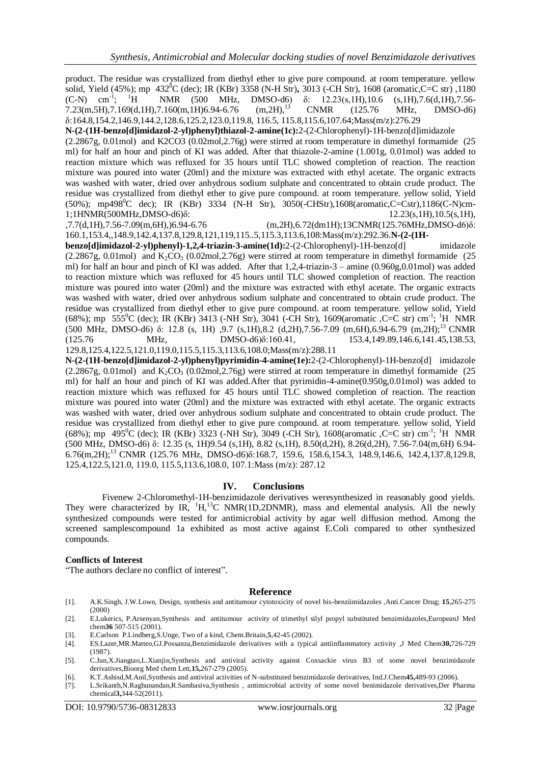product. The residue was crystallized from diethyl ether to give pure compound. at room temperature. yellow solid, Yield (45%); mp 432$^0$C (dec); IR (KBr) 3358 (N-H Str), 3013 (-CH Str), 1608 (aromatic,C=C str) ,1180 (C-N) cm$^{-1}$; $^1$H NMR (500 MHz, DMSO-d6) δ: 12.23(s,1H),10.6 (s,1H),7.6(d,1H),7.56-7.23(m,5H),7.169(d,1H),7.160(m,1H)6.94-6.76 (m,2H),$^{13}$ CNMR (125.76 MHz, DMSO-d6) δ:164.8,154.2,146.9,144.2,128.6,125.2,123.0,119.8, 116.5, 115.8,115.6,107.64;Mass(m/z):276.29

**N-(2-(1H-benzo[d]imidazol-2-yl)phenyl)thiazol-2-amine(1c):**2-(2-Chlorophenyl)-1H-benzo[d]imidazole (2.2867g, 0.01mol) and K2CO3 (0.02mol,2.76g) were stirred at room temperature in dimethyl formamide (25 ml) for half an hour and pinch of KI was added. After that thiazole-2-amine (1.001g, 0.01mol) was added to reaction mixture which was refluxed for 35 hours until TLC showed completion of reaction. The reaction mixture was poured into water (20ml) and the mixture was extracted with ethyl acetate. The organic extracts was washed with water, dried over anhydrous sodium sulphate and concentrated to obtain crude product. The residue was crystallized from diethyl ether to give pure compound. at room temperature. yellow solid, Yield (50%); mp498$^0$C dec); IR (KBr) 3334 (N-H Str), 3050(-CHStr),1608(aromatic,C=Cstr),1186(C-N)cm-1;1HNMR(500MHz,DMSO-d6)δ: 12.23(s,1H),10.5(s,1H), ,7.7(d,1H),7.56-7.09(m,6H),)6.94-6.76 (m,2H),6.72(dm1H);13CNMR(125.76MHz,DMSO-d6)δ: 160.1,153.4,,148.9,142.4,137.8,129.8,121,119,115..5,115.3,113.6,108:Mass(m/z):292.36.**N-(2-(1H-benzo[d]imidazol-2-yl)phenyl)-1,2,4-triazin-3-amine(1d):**2-(2-Chlorophenyl)-1H-benzo[d] imidazole (2.2867g, 0.01mol) and $K_2CO_3$ (0.02mol,2.76g) were stirred at room temperature in dimethyl formamide (25 ml) for half an hour and pinch of KI was added. After that 1,2,4-triazin-3 – amine (0.960g,0.01mol) was added to reaction mixture which was refluxed for 45 hours until TLC showed completion of reaction. The reaction mixture was poured into water (20ml) and the mixture was extracted with ethyl acetate. The organic extracts was washed with water, dried over anhydrous sodium sulphate and concentrated to obtain crude product. The residue was crystallized from diethyl ether to give pure compound. at room temperature. yellow solid, Yield (68%); mp 555$^0$C (dec); IR (KBr) 3413 (-NH Str), 3041 (-CH Str), 1609(aromatic ,C=C str) cm$^{-1}$; $^1$H NMR (500 MHz, DMSO-d6) δ: 12.8 (s, 1H) ,9.7 (s,1H),8.2 (d,2H),7.56-7.09 (m,6H),6.94-6.79 (m,2H);$^{13}$ CNMR (125.76 MHz, DMSO-d6)δ:160.41, 153.4,149.89,146.6,141.45,138.53, 129.8,125.4,122.5,121.0,119.0,115.5,115.3,113.6,108.0;Mass(m/z):288.11

**N-(2-(1H-benzo[d]imidazol-2-yl)phenyl)pyrimidin-4-amine(1e):**2-(2-Chlorophenyl)-1H-benzo[d] imidazole (2.2867g, 0.01mol) and $K_2CO_3$ (0.02mol,2.76g) were stirred at room temperature in dimethyl formamide (25 ml) for half an hour and pinch of KI was added.After that pyrimidin-4-amine(0.950g,0.01mol) was added to reaction mixture which was refluxed for 45 hours until TLC showed completion of reaction. The reaction mixture was poured into water (20ml) and the mixture was extracted with ethyl acetate. The organic extracts was washed with water, dried over anhydrous sodium sulphate and concentrated to obtain crude product. The residue was crystallized from diethyl ether to give pure compound. at room temperature. yellow solid, Yield (68%); mp 495$^0$C (dec); IR (KBr) 3323 (-NH Str), 3049 (-CH Str), 1608(aromatic ,C=C str) cm$^{-1}$; $^1$H NMR (500 MHz, DMSO-d6) δ: 12.35 (s, 1H)9.54 (s,1H), 8.82 (s,1H), 8.50(d,2H), 8.26(d,2H), 7.56-7.04(m,6H) 6.94-6.76(m,2H);$^{13}$ CNMR (125.76 MHz, DMSO-d6)δ:168.7, 159.6, 158.6,154.3, 148.9,146.6, 142.4,137.8,129.8, 125.4,122.5,121.0, 119.0, 115.5,113.6,108.0, 107.1:Mass (m/z): 287.12

## IV. Conclusions

Fivenew 2-Chloromethyl-1H-benzimidazole derivatives weresynthesized in reasonably good yields. They were characterized by IR, $^1$H,$^{13}$C NMR(1D,2DNMR), mass and elemental analysis. All the newly synthesized compounds were tested for antimicrobial activity by agar well diffusion method. Among the screened samplescompound 1a exhibited as most active against E.Coli compared to other synthesized compounds.

### Conflicts of Interest

"The authors declare no conflict of interest".

## Reference

[1]. A.K.Singh, J.W.Lown, Design, synthesis and antitumour cytotoxicity of novel bis-benziimidazoles ,Anti.Cancer Drug; **15**,265-275 (2000)

[2]. E.Lukerics, P.Arsenyan,Synthesis and antitumour activity of trimethyl silyl propyl substituted benzimidazoles,EuropeanJ Med chem**36** 507-515 (2001).

[3]. E.Carlson P.Lindberg,S.Unge, Two of a kind, Chem.Britain,**5**,42-45 (2002).

[4]. ES.Lazer,MR.Matteo,GJ.Possanza,Benzimidazole derivatives with a typical antiinflammatory activity ,J Med Chem**30,**726-729 (1987).

[5]. C.Jun,X.Jiangtao,L.Xianjin,Synthesis and antiviral activity against Coxsackie virus B3 of some novel benzimidazole derivatives,Bioorg Med chem Lett,**15,**267-279 (2005).

[6]. K.T.Ashisd,M.Anil,Synthesis and antiviral activities of N-substituted benzimidazole derivatives, Ind.J.Chem**45,**489-93 (2006).

[7]. L.Srikanth,N.Raghunandan,R.Sambasiva,Synthesis , antimicrobial activity of some novel benimidazole derivatives,Der Pharma chemical**3,**344-52(2011).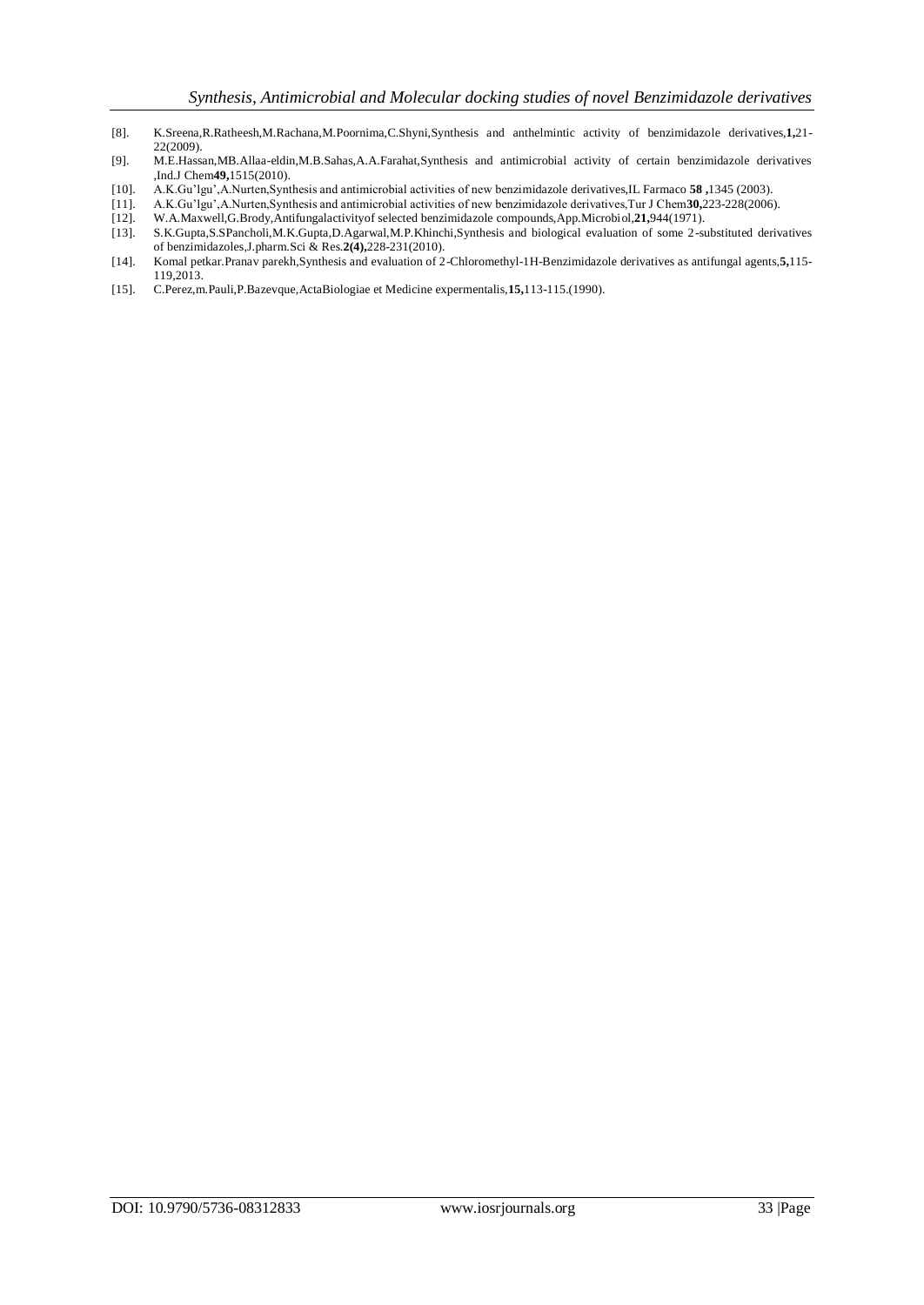[8]. K.Sreena,R.Ratheesh,M.Rachana,M.Poornima,C.Shyni,Synthesis and anthelmintic activity of benzimidazole derivatives,**1,**21-22(2009).

[9]. M.E.Hassan,MB.Allaa-eldin,M.B.Sahas,A.A.Farahat,Synthesis and antimicrobial activity of certain benzimidazole derivatives ,Ind.J Chem**49,**1515(2010).

[10]. A.K.Gu'lgu',A.Nurten,Synthesis and antimicrobial activities of new benzimidazole derivatives,IL Farmaco **58 ,**1345 (2003).

[11]. A.K.Gu'lgu',A.Nurten,Synthesis and antimicrobial activities of new benzimidazole derivatives,Tur J Chem**30,**223-228(2006).

[12]. W.A.Maxwell,G.Brody,Antifungalactivityof selected benzimidazole compounds,App.Microbiol,**21,**944(1971).

[13]. S.K.Gupta,S.SPancholi,M.K.Gupta,D.Agarwal,M.P.Khinchi,Synthesis and biological evaluation of some 2-substituted derivatives of benzimidazoles,J.pharm.Sci & Res.**2(4),**228-231(2010).

[14]. Komal petkar.Pranav parekh,Synthesis and evaluation of 2-Chloromethyl-1H-Benzimidazole derivatives as antifungal agents,**5,**115-119,2013.

[15]. C.Perez,m.Pauli,P.Bazevque,ActaBiologiae et Medicine expermentalis,**15,**113-115.(1990).